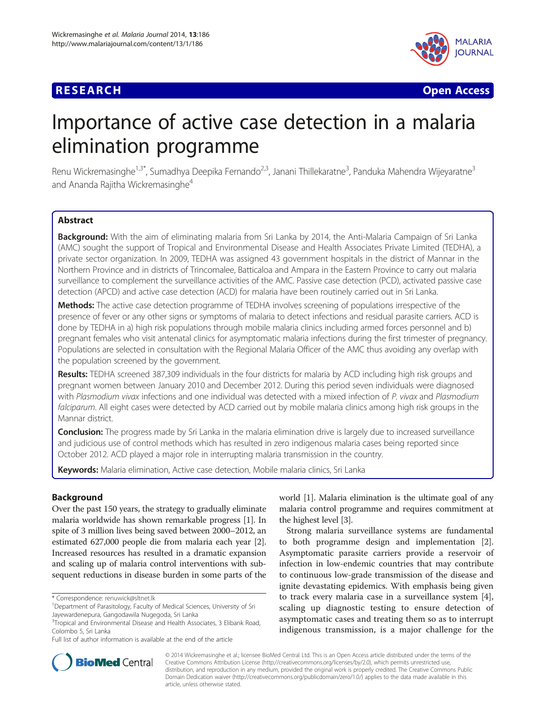RESEARCH Open Access

# Importance of active case detection in a malaria elimination programme

Renu Wickremasinghe[1,3*], Sumadhya Deepika Fernando[2,3], Janani Thillekaratne[3], Panduka Mahendra Wijeyaratne[3] and Ananda Rajitha Wickremasinghe[4]

## Abstract

**Background:** With the aim of eliminating malaria from Sri Lanka by 2014, the Anti-Malaria Campaign of Sri Lanka (AMC) sought the support of Tropical and Environmental Disease and Health Associates Private Limited (TEDHA), a private sector organization. In 2009, TEDHA was assigned 43 government hospitals in the district of Mannar in the Northern Province and in districts of Trincomalee, Batticaloa and Ampara in the Eastern Province to carry out malaria surveillance to complement the surveillance activities of the AMC. Passive case detection (PCD), activated passive case detection (APCD) and active case detection (ACD) for malaria have been routinely carried out in Sri Lanka.

**Methods:** The active case detection programme of TEDHA involves screening of populations irrespective of the presence of fever or any other signs or symptoms of malaria to detect infections and residual parasite carriers. ACD is done by TEDHA in a) high risk populations through mobile malaria clinics including armed forces personnel and b) pregnant females who visit antenatal clinics for asymptomatic malaria infections during the first trimester of pregnancy. Populations are selected in consultation with the Regional Malaria Officer of the AMC thus avoiding any overlap with the population screened by the government.

**Results:** TEDHA screened 387,309 individuals in the four districts for malaria by ACD including high risk groups and pregnant women between January 2010 and December 2012. During this period seven individuals were diagnosed with *Plasmodium vivax* infections and one individual was detected with a mixed infection of *P. vivax* and *Plasmodium falciparum*. All eight cases were detected by ACD carried out by mobile malaria clinics among high risk groups in the Mannar district.

**Conclusion:** The progress made by Sri Lanka in the malaria elimination drive is largely due to increased surveillance and judicious use of control methods which has resulted in zero indigenous malaria cases being reported since October 2012. ACD played a major role in interrupting malaria transmission in the country.

**Keywords:** Malaria elimination, Active case detection, Mobile malaria clinics, Sri Lanka

## Background

Over the past 150 years, the strategy to gradually eliminate malaria worldwide has shown remarkable progress [1]. In spite of 3 million lives being saved between 2000–2012, an estimated 627,000 people die from malaria each year [2]. Increased resources has resulted in a dramatic expansion and scaling up of malaria control interventions with subsequent reductions in disease burden in some parts of the world [1]. Malaria elimination is the ultimate goal of any malaria control programme and requires commitment at the highest level [3].

Strong malaria surveillance systems are fundamental to both programme design and implementation [2]. Asymptomatic parasite carriers provide a reservoir of infection in low-endemic countries that may contribute to continuous low-grade transmission of the disease and ignite devastating epidemics. With emphasis being given to track every malaria case in a surveillance system [4], scaling up diagnostic testing to ensure detection of asymptomatic cases and treating them so as to interrupt indigenous transmission, is a major challenge for the

\* Correspondence: renuwick@sltnet.lk
[1]Department of Parasitology, Faculty of Medical Sciences, University of Sri Jayewardenepura, Gangodawila Nugegoda, Sri Lanka
[3]Tropical and Environmental Disease and Health Associates, 3 Elibank Road, Colombo 5, Sri Lanka
Full list of author information is available at the end of the article

© 2014 Wickremasinghe et al.; licensee BioMed Central Ltd. This is an Open Access article distributed under the terms of the Creative Commons Attribution License (http://creativecommons.org/licenses/by/2.0), which permits unrestricted use, distribution, and reproduction in any medium, provided the original work is properly credited. The Creative Commons Public Domain Dedication waiver (http://creativecommons.org/publicdomain/zero/1.0/) applies to the data made available in this article, unless otherwise stated.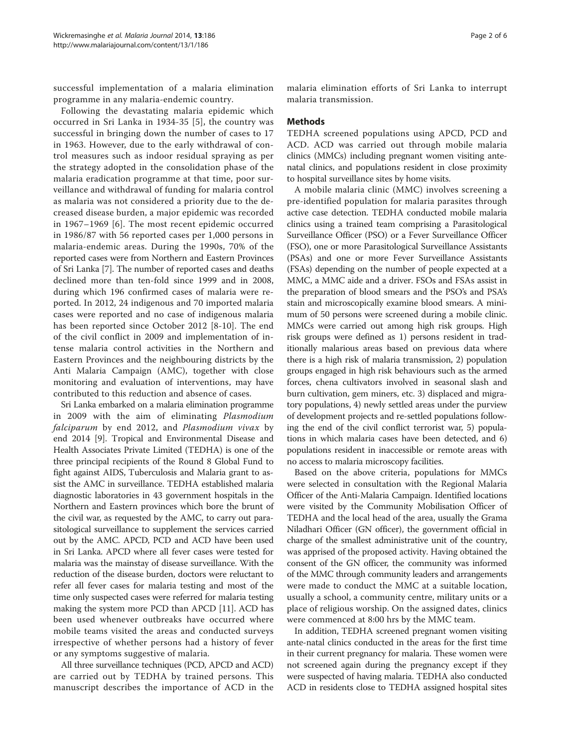successful implementation of a malaria elimination programme in any malaria-endemic country.

Following the devastating malaria epidemic which occurred in Sri Lanka in 1934-35 [5], the country was successful in bringing down the number of cases to 17 in 1963. However, due to the early withdrawal of control measures such as indoor residual spraying as per the strategy adopted in the consolidation phase of the malaria eradication programme at that time, poor surveillance and withdrawal of funding for malaria control as malaria was not considered a priority due to the decreased disease burden, a major epidemic was recorded in 1967–1969 [6]. The most recent epidemic occurred in 1986/87 with 56 reported cases per 1,000 persons in malaria-endemic areas. During the 1990s, 70% of the reported cases were from Northern and Eastern Provinces of Sri Lanka [7]. The number of reported cases and deaths declined more than ten-fold since 1999 and in 2008, during which 196 confirmed cases of malaria were reported. In 2012, 24 indigenous and 70 imported malaria cases were reported and no case of indigenous malaria has been reported since October 2012 [8-10]. The end of the civil conflict in 2009 and implementation of intense malaria control activities in the Northern and Eastern Provinces and the neighbouring districts by the Anti Malaria Campaign (AMC), together with close monitoring and evaluation of interventions, may have contributed to this reduction and absence of cases.

Sri Lanka embarked on a malaria elimination programme in 2009 with the aim of eliminating *Plasmodium falciparum* by end 2012, and *Plasmodium vivax* by end 2014 [9]. Tropical and Environmental Disease and Health Associates Private Limited (TEDHA) is one of the three principal recipients of the Round 8 Global Fund to fight against AIDS, Tuberculosis and Malaria grant to assist the AMC in surveillance. TEDHA established malaria diagnostic laboratories in 43 government hospitals in the Northern and Eastern provinces which bore the brunt of the civil war, as requested by the AMC, to carry out parasitological surveillance to supplement the services carried out by the AMC. APCD, PCD and ACD have been used in Sri Lanka. APCD where all fever cases were tested for malaria was the mainstay of disease surveillance. With the reduction of the disease burden, doctors were reluctant to refer all fever cases for malaria testing and most of the time only suspected cases were referred for malaria testing making the system more PCD than APCD [11]. ACD has been used whenever outbreaks have occurred where mobile teams visited the areas and conducted surveys irrespective of whether persons had a history of fever or any symptoms suggestive of malaria.

All three surveillance techniques (PCD, APCD and ACD) are carried out by TEDHA by trained persons. This manuscript describes the importance of ACD in the malaria elimination efforts of Sri Lanka to interrupt malaria transmission.

## Methods

TEDHA screened populations using APCD, PCD and ACD. ACD was carried out through mobile malaria clinics (MMCs) including pregnant women visiting antenatal clinics, and populations resident in close proximity to hospital surveillance sites by home visits.

A mobile malaria clinic (MMC) involves screening a pre-identified population for malaria parasites through active case detection. TEDHA conducted mobile malaria clinics using a trained team comprising a Parasitological Surveillance Officer (PSO) or a Fever Surveillance Officer (FSO), one or more Parasitological Surveillance Assistants (PSAs) and one or more Fever Surveillance Assistants (FSAs) depending on the number of people expected at a MMC, a MMC aide and a driver. FSOs and FSAs assist in the preparation of blood smears and the PSO's and PSA's stain and microscopically examine blood smears. A minimum of 50 persons were screened during a mobile clinic. MMCs were carried out among high risk groups. High risk groups were defined as 1) persons resident in traditionally malarious areas based on previous data where there is a high risk of malaria transmission, 2) population groups engaged in high risk behaviours such as the armed forces, chena cultivators involved in seasonal slash and burn cultivation, gem miners, etc. 3) displaced and migratory populations, 4) newly settled areas under the purview of development projects and re-settled populations following the end of the civil conflict terrorist war, 5) populations in which malaria cases have been detected, and 6) populations resident in inaccessible or remote areas with no access to malaria microscopy facilities.

Based on the above criteria, populations for MMCs were selected in consultation with the Regional Malaria Officer of the Anti-Malaria Campaign. Identified locations were visited by the Community Mobilisation Officer of TEDHA and the local head of the area, usually the Grama Niladhari Officer (GN officer), the government official in charge of the smallest administrative unit of the country, was apprised of the proposed activity. Having obtained the consent of the GN officer, the community was informed of the MMC through community leaders and arrangements were made to conduct the MMC at a suitable location, usually a school, a community centre, military units or a place of religious worship. On the assigned dates, clinics were commenced at 8:00 hrs by the MMC team.

In addition, TEDHA screened pregnant women visiting ante-natal clinics conducted in the areas for the first time in their current pregnancy for malaria. These women were not screened again during the pregnancy except if they were suspected of having malaria. TEDHA also conducted ACD in residents close to TEDHA assigned hospital sites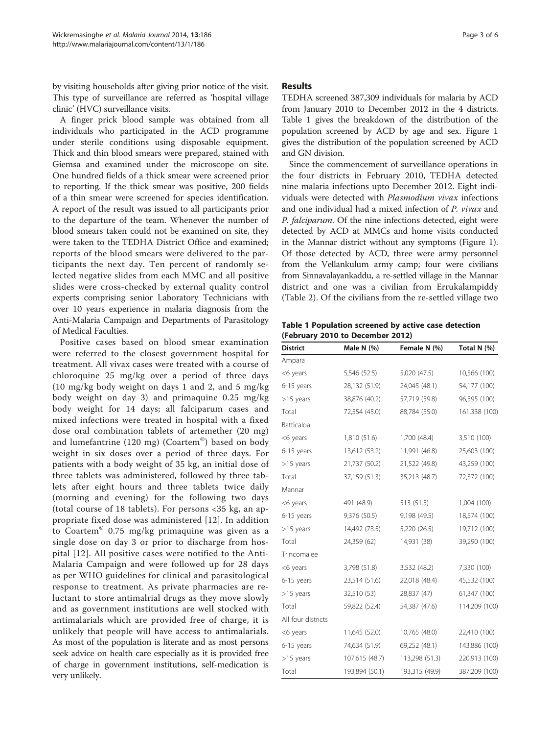by visiting households after giving prior notice of the visit. This type of surveillance are referred as 'hospital village clinic' (HVC) surveillance visits.

A finger prick blood sample was obtained from all individuals who participated in the ACD programme under sterile conditions using disposable equipment. Thick and thin blood smears were prepared, stained with Giemsa and examined under the microscope on site. One hundred fields of a thick smear were screened prior to reporting. If the thick smear was positive, 200 fields of a thin smear were screened for species identification. A report of the result was issued to all participants prior to the departure of the team. Whenever the number of blood smears taken could not be examined on site, they were taken to the TEDHA District Office and examined; reports of the blood smears were delivered to the participants the next day. Ten percent of randomly selected negative slides from each MMC and all positive slides were cross-checked by external quality control experts comprising senior Laboratory Technicians with over 10 years experience in malaria diagnosis from the Anti-Malaria Campaign and Departments of Parasitology of Medical Faculties.

Positive cases based on blood smear examination were referred to the closest government hospital for treatment. All vivax cases were treated with a course of chloroquine 25 mg/kg over a period of three days (10 mg/kg body weight on days 1 and 2, and 5 mg/kg body weight on day 3) and primaquine 0.25 mg/kg body weight for 14 days; all falciparum cases and mixed infections were treated in hospital with a fixed dose oral combination tablets of artemether (20 mg) and lumefantrine (120 mg) (Coartem©) based on body weight in six doses over a period of three days. For patients with a body weight of 35 kg, an initial dose of three tablets was administered, followed by three tablets after eight hours and three tablets twice daily (morning and evening) for the following two days (total course of 18 tablets). For persons <35 kg, an appropriate fixed dose was administered [12]. In addition to Coartem© 0.75 mg/kg primaquine was given as a single dose on day 3 or prior to discharge from hospital [12]. All positive cases were notified to the Anti-Malaria Campaign and were followed up for 28 days as per WHO guidelines for clinical and parasitological response to treatment. As private pharmacies are reluctant to store antimalrial drugs as they move slowly and as government institutions are well stocked with antimalarials which are provided free of charge, it is unlikely that people will have access to antimalarials. As most of the population is literate and as most persons seek advice on health care especially as it is provided free of charge in government institutions, self-medication is very unlikely.

## Results

TEDHA screened 387,309 individuals for malaria by ACD from January 2010 to December 2012 in the 4 districts. Table 1 gives the breakdown of the distribution of the population screened by ACD by age and sex. Figure 1 gives the distribution of the population screened by ACD and GN division.

Since the commencement of surveillance operations in the four districts in February 2010, TEDHA detected nine malaria infections upto December 2012. Eight individuals were detected with *Plasmodium vivax* infections and one individual had a mixed infection of *P. vivax* and *P. falciparum*. Of the nine infections detected, eight were detected by ACD at MMCs and home visits conducted in the Mannar district without any symptoms (Figure 1). Of those detected by ACD, three were army personnel from the Vellankulum army camp; four were civilians from Sinnavalayankaddu, a re-settled village in the Mannar district and one was a civilian from Errukalampiddy (Table 2). Of the civilians from the re-settled village two

**Table 1 Population screened by active case detection (February 2010 to December 2012)**

| District | Male N (%) | Female N (%) | Total N (%) |
|---|---|---|---|
| Ampara | | | |
| <6 years | 5,546 (52.5) | 5,020 (47.5) | 10,566 (100) |
| 6-15 years | 28,132 (51.9) | 24,045 (48.1) | 54,177 (100) |
| >15 years | 38,876 (40.2) | 57,719 (59.8) | 96,595 (100) |
| Total | 72,554 (45.0) | 88,784 (55.0) | 161,338 (100) |
| Batticaloa | | | |
| <6 years | 1,810 (51.6) | 1,700 (48.4) | 3,510 (100) |
| 6-15 years | 13,612 (53.2) | 11,991 (46.8) | 25,603 (100) |
| >15 years | 21,737 (50.2) | 21,522 (49.8) | 43,259 (100) |
| Total | 37,159 (51.3) | 35,213 (48.7) | 72,372 (100) |
| Mannar | | | |
| <6 years | 491 (48.9) | 513 (51.5) | 1,004 (100) |
| 6-15 years | 9,376 (50.5) | 9,198 (49.5) | 18,574 (100) |
| >15 years | 14,492 (73.5) | 5,220 (26.5) | 19,712 (100) |
| Total | 24,359 (62) | 14,931 (38) | 39,290 (100) |
| Trincomalee | | | |
| <6 years | 3,798 (51.8) | 3,532 (48.2) | 7,330 (100) |
| 6-15 years | 23,514 (51.6) | 22,018 (48.4) | 45,532 (100) |
| >15 years | 32,510 (53) | 28,837 (47) | 61,347 (100) |
| Total | 59,822 (52.4) | 54,387 (47.6) | 114,209 (100) |
| All four districts | | | |
| <6 years | 11,645 (52.0) | 10,765 (48.0) | 22,410 (100) |
| 6-15 years | 74,634 (51.9) | 69,252 (48.1) | 143,886 (100) |
| >15 years | 107,615 (48.7) | 113,298 (51.3) | 220,913 (100) |
| Total | 193,894 (50.1) | 193,315 (49.9) | 387,209 (100) |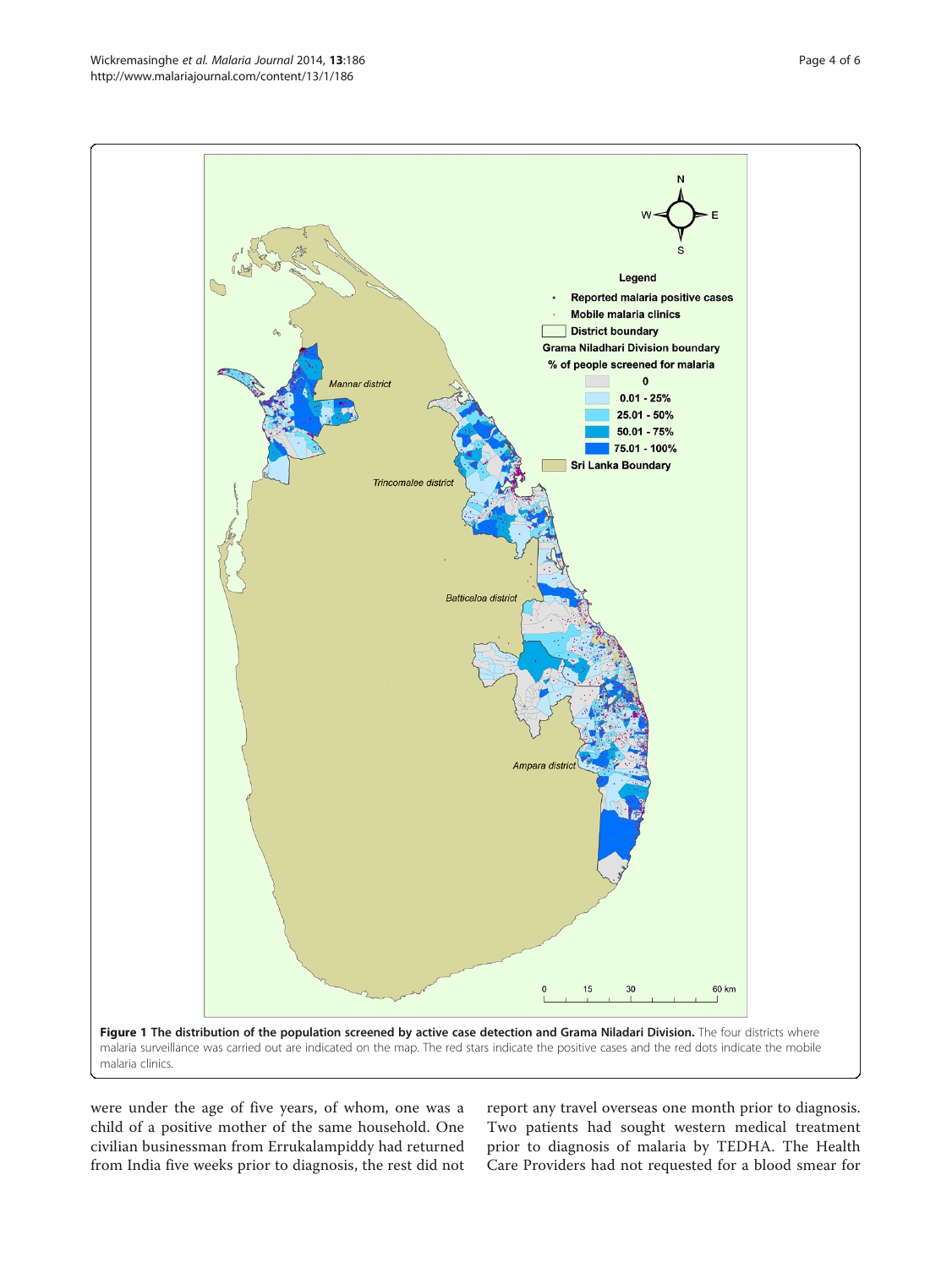**Figure 1 The distribution of the population screened by active case detection and Grama Niladari Division.** The four districts where malaria surveillance was carried out are indicated on the map. The red stars indicate the positive cases and the red dots indicate the mobile malaria clinics.

were under the age of five years, of whom, one was a child of a positive mother of the same household. One civilian businessman from Errukalampiddy had returned from India five weeks prior to diagnosis, the rest did not report any travel overseas one month prior to diagnosis. Two patients had sought western medical treatment prior to diagnosis of malaria by TEDHA. The Health Care Providers had not requested for a blood smear for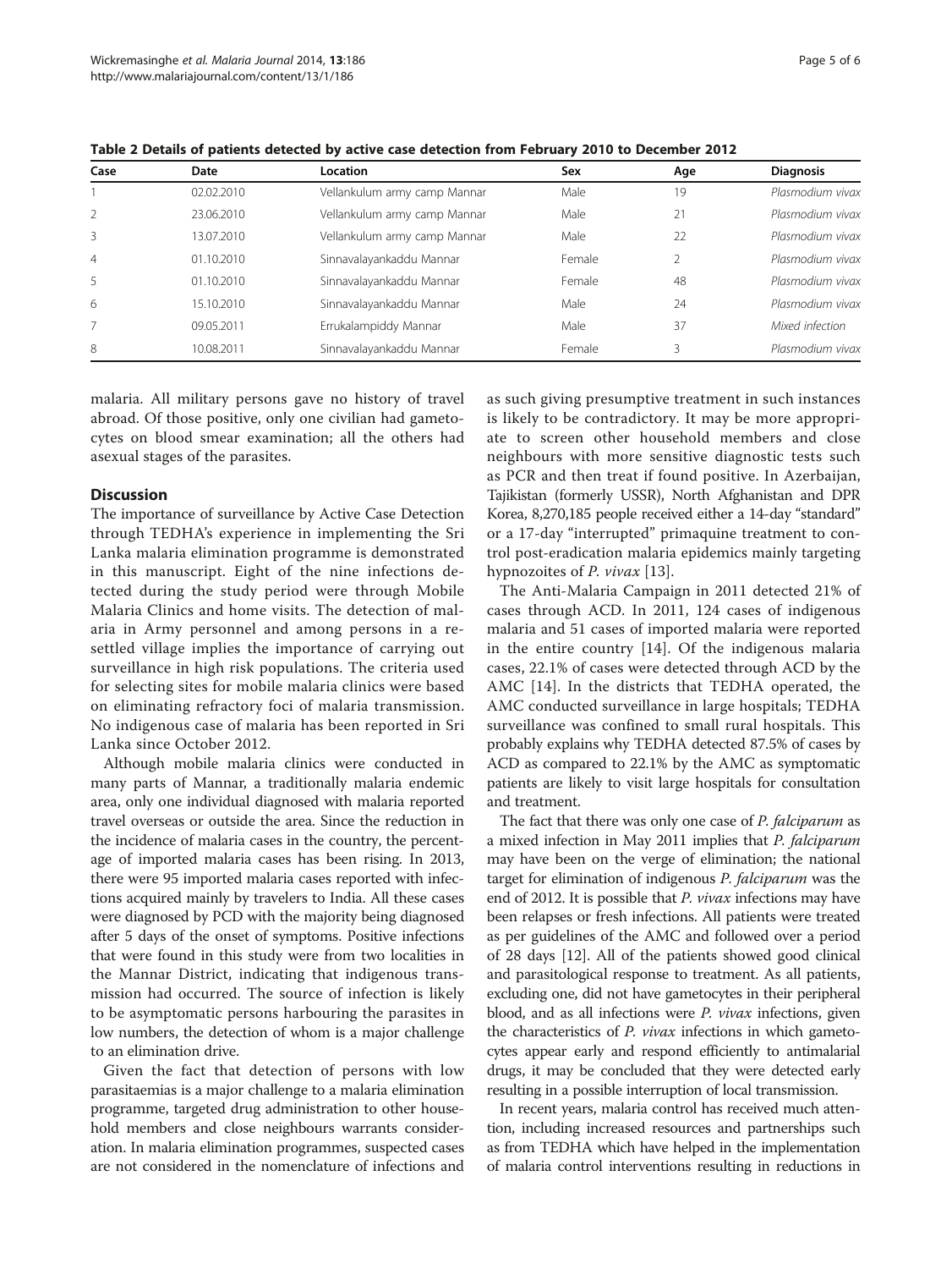Table 2 Details of patients detected by active case detection from February 2010 to December 2012

| Case | Date | Location | Sex | Age | Diagnosis |
| --- | --- | --- | --- | --- | --- |
| 1 | 02.02.2010 | Vellankulum army camp Mannar | Male | 19 | *Plasmodium vivax* |
| 2 | 23.06.2010 | Vellankulum army camp Mannar | Male | 21 | *Plasmodium vivax* |
| 3 | 13.07.2010 | Vellankulum army camp Mannar | Male | 22 | *Plasmodium vivax* |
| 4 | 01.10.2010 | Sinnavalayankaddu Mannar | Female | 2 | *Plasmodium vivax* |
| 5 | 01.10.2010 | Sinnavalayankaddu Mannar | Female | 48 | *Plasmodium vivax* |
| 6 | 15.10.2010 | Sinnavalayankaddu Mannar | Male | 24 | *Plasmodium vivax* |
| 7 | 09.05.2011 | Errukalampiddy Mannar | Male | 37 | *Mixed infection* |
| 8 | 10.08.2011 | Sinnavalayankaddu Mannar | Female | 3 | *Plasmodium vivax* |

malaria. All military persons gave no history of travel abroad. Of those positive, only one civilian had gametocytes on blood smear examination; all the others had asexual stages of the parasites.

## Discussion

The importance of surveillance by Active Case Detection through TEDHA's experience in implementing the Sri Lanka malaria elimination programme is demonstrated in this manuscript. Eight of the nine infections detected during the study period were through Mobile Malaria Clinics and home visits. The detection of malaria in Army personnel and among persons in a resettled village implies the importance of carrying out surveillance in high risk populations. The criteria used for selecting sites for mobile malaria clinics were based on eliminating refractory foci of malaria transmission. No indigenous case of malaria has been reported in Sri Lanka since October 2012.

Although mobile malaria clinics were conducted in many parts of Mannar, a traditionally malaria endemic area, only one individual diagnosed with malaria reported travel overseas or outside the area. Since the reduction in the incidence of malaria cases in the country, the percentage of imported malaria cases has been rising. In 2013, there were 95 imported malaria cases reported with infections acquired mainly by travelers to India. All these cases were diagnosed by PCD with the majority being diagnosed after 5 days of the onset of symptoms. Positive infections that were found in this study were from two localities in the Mannar District, indicating that indigenous transmission had occurred. The source of infection is likely to be asymptomatic persons harbouring the parasites in low numbers, the detection of whom is a major challenge to an elimination drive.

Given the fact that detection of persons with low parasitaemias is a major challenge to a malaria elimination programme, targeted drug administration to other household members and close neighbours warrants consideration. In malaria elimination programmes, suspected cases are not considered in the nomenclature of infections and as such giving presumptive treatment in such instances is likely to be contradictory. It may be more appropriate to screen other household members and close neighbours with more sensitive diagnostic tests such as PCR and then treat if found positive. In Azerbaijan, Tajikistan (formerly USSR), North Afghanistan and DPR Korea, 8,270,185 people received either a 14-day "standard" or a 17-day "interrupted" primaquine treatment to control post-eradication malaria epidemics mainly targeting hypnozoites of *P. vivax* [13].

The Anti-Malaria Campaign in 2011 detected 21% of cases through ACD. In 2011, 124 cases of indigenous malaria and 51 cases of imported malaria were reported in the entire country [14]. Of the indigenous malaria cases, 22.1% of cases were detected through ACD by the AMC [14]. In the districts that TEDHA operated, the AMC conducted surveillance in large hospitals; TEDHA surveillance was confined to small rural hospitals. This probably explains why TEDHA detected 87.5% of cases by ACD as compared to 22.1% by the AMC as symptomatic patients are likely to visit large hospitals for consultation and treatment.

The fact that there was only one case of *P. falciparum* as a mixed infection in May 2011 implies that *P. falciparum* may have been on the verge of elimination; the national target for elimination of indigenous *P. falciparum* was the end of 2012. It is possible that *P. vivax* infections may have been relapses or fresh infections. All patients were treated as per guidelines of the AMC and followed over a period of 28 days [12]. All of the patients showed good clinical and parasitological response to treatment. As all patients, excluding one, did not have gametocytes in their peripheral blood, and as all infections were *P. vivax* infections, given the characteristics of *P. vivax* infections in which gametocytes appear early and respond efficiently to antimalarial drugs, it may be concluded that they were detected early resulting in a possible interruption of local transmission.

In recent years, malaria control has received much attention, including increased resources and partnerships such as from TEDHA which have helped in the implementation of malaria control interventions resulting in reductions in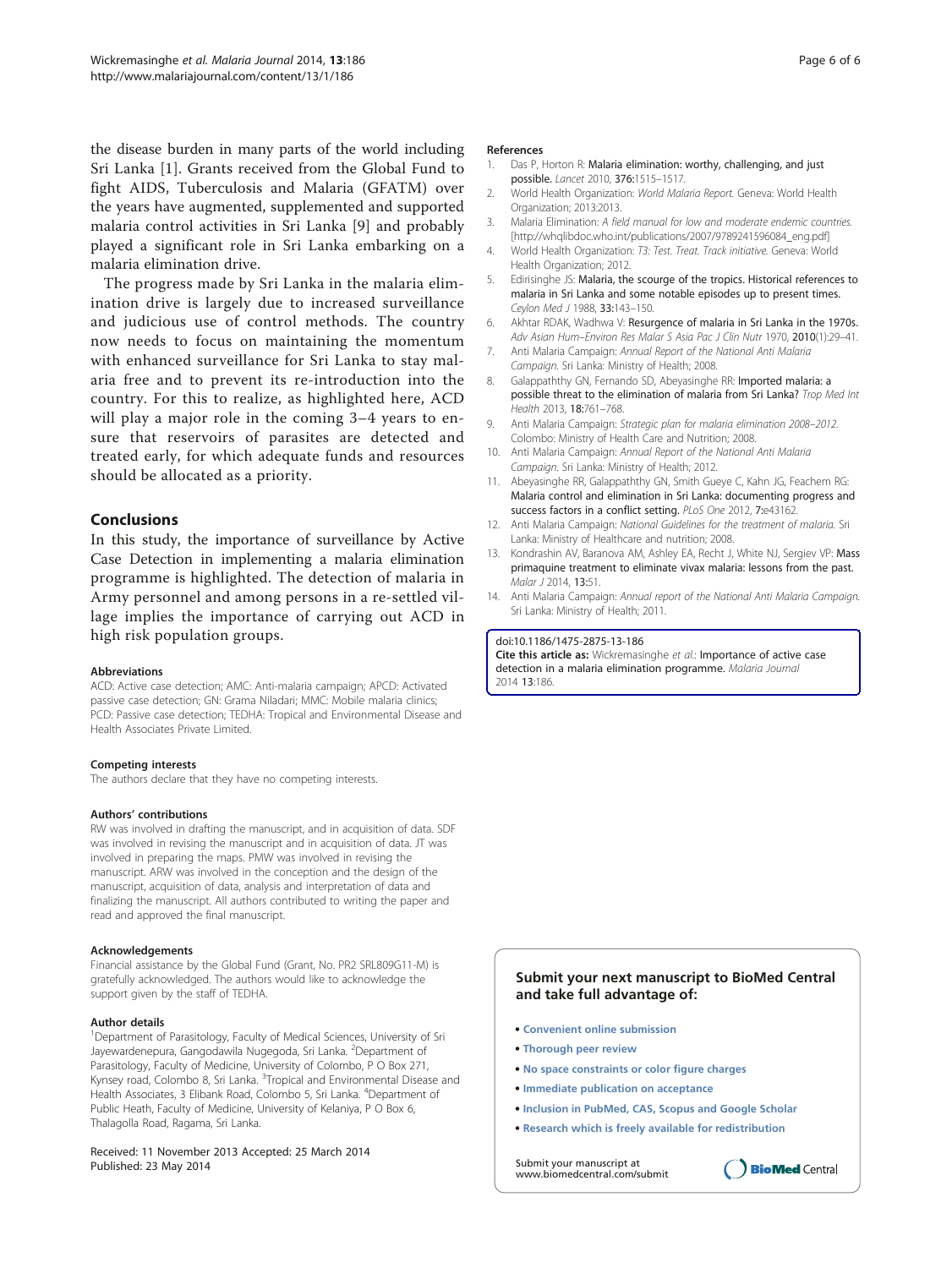the disease burden in many parts of the world including Sri Lanka [1]. Grants received from the Global Fund to fight AIDS, Tuberculosis and Malaria (GFATM) over the years have augmented, supplemented and supported malaria control activities in Sri Lanka [9] and probably played a significant role in Sri Lanka embarking on a malaria elimination drive.

The progress made by Sri Lanka in the malaria elimination drive is largely due to increased surveillance and judicious use of control methods. The country now needs to focus on maintaining the momentum with enhanced surveillance for Sri Lanka to stay malaria free and to prevent its re-introduction into the country. For this to realize, as highlighted here, ACD will play a major role in the coming 3–4 years to ensure that reservoirs of parasites are detected and treated early, for which adequate funds and resources should be allocated as a priority.

## Conclusions

In this study, the importance of surveillance by Active Case Detection in implementing a malaria elimination programme is highlighted. The detection of malaria in Army personnel and among persons in a re-settled village implies the importance of carrying out ACD in high risk population groups.

#### Abbreviations

ACD: Active case detection; AMC: Anti-malaria campaign; APCD: Activated passive case detection; GN: Grama Niladari; MMC: Mobile malaria clinics; PCD: Passive case detection; TEDHA: Tropical and Environmental Disease and Health Associates Private Limited.

#### Competing interests

The authors declare that they have no competing interests.

#### Authors' contributions

RW was involved in drafting the manuscript, and in acquisition of data. SDF was involved in revising the manuscript and in acquisition of data. JT was involved in preparing the maps. PMW was involved in revising the manuscript. ARW was involved in the conception and the design of the manuscript, acquisition of data, analysis and interpretation of data and finalizing the manuscript. All authors contributed to writing the paper and read and approved the final manuscript.

#### Acknowledgements

Financial assistance by the Global Fund (Grant, No. PR2 SRL809G11-M) is gratefully acknowledged. The authors would like to acknowledge the support given by the staff of TEDHA.

#### Author details

[1]Department of Parasitology, Faculty of Medical Sciences, University of Sri Jayewardenepura, Gangodawila Nugegoda, Sri Lanka. [2]Department of Parasitology, Faculty of Medicine, University of Colombo, P O Box 271, Kynsey road, Colombo 8, Sri Lanka. [3]Tropical and Environmental Disease and Health Associates, 3 Elibank Road, Colombo 5, Sri Lanka. [4]Department of Public Heath, Faculty of Medicine, University of Kelaniya, P O Box 6, Thalagolla Road, Ragama, Sri Lanka.

Received: 11 November 2013 Accepted: 25 March 2014
Published: 23 May 2014

#### References

1. Das P, Horton R: **Malaria elimination: worthy, challenging, and just possible.** *Lancet* 2010, **376:**1515–1517.
2. World Health Organization: *World Malaria Report.* Geneva: World Health Organization; 2013:2013.
3. Malaria Elimination: *A field manual for low and moderate endemic countries.* [http://whqlibdoc.who.int/publications/2007/9789241596084_eng.pdf]
4. World Health Organization: *T3: Test. Treat. Track initiative.* Geneva: World Health Organization; 2012.
5. Edirisinghe JS: **Malaria, the scourge of the tropics. Historical references to malaria in Sri Lanka and some notable episodes up to present times.** *Ceylon Med J* 1988, **33:**143–150.
6. Akhtar RDAK, Wadhwa V: **Resurgence of malaria in Sri Lanka in the 1970s.** *Adv Asian Hum–Environ Res Malar S Asia Pac J Clin Nutr* 1970, **2010**(1):29–41.
7. Anti Malaria Campaign: *Annual Report of the National Anti Malaria Campaign.* Sri Lanka: Ministry of Health; 2008.
8. Galappaththy GN, Fernando SD, Abeyasinghe RR: **Imported malaria: a possible threat to the elimination of malaria from Sri Lanka?** *Trop Med Int Health* 2013, **18:**761–768.
9. Anti Malaria Campaign: *Strategic plan for malaria elimination 2008–2012.* Colombo: Ministry of Health Care and Nutrition; 2008.
10. Anti Malaria Campaign: *Annual Report of the National Anti Malaria Campaign.* Sri Lanka: Ministry of Health; 2012.
11. Abeyasinghe RR, Galappaththy GN, Smith Gueye C, Kahn JG, Feachem RG: **Malaria control and elimination in Sri Lanka: documenting progress and success factors in a conflict setting.** *PLoS One* 2012, **7:**e43162.
12. Anti Malaria Campaign: *National Guidelines for the treatment of malaria.* Sri Lanka: Ministry of Healthcare and nutrition; 2008.
13. Kondrashin AV, Baranova AM, Ashley EA, Recht J, White NJ, Sergiev VP: **Mass primaquine treatment to eliminate vivax malaria: lessons from the past.** *Malar J* 2014, **13:**51.
14. Anti Malaria Campaign: *Annual report of the National Anti Malaria Campaign.* Sri Lanka: Ministry of Health; 2011.

doi:10.1186/1475-2875-13-186
**Cite this article as:** Wickremasinghe *et al.*: Importance of active case detection in a malaria elimination programme. *Malaria Journal* 2014 **13**:186.

**Submit your next manuscript to BioMed Central and take full advantage of:**

- **Convenient online submission**
- **Thorough peer review**
- **No space constraints or color figure charges**
- **Immediate publication on acceptance**
- **Inclusion in PubMed, CAS, Scopus and Google Scholar**
- **Research which is freely available for redistribution**

Submit your manuscript at
www.biomedcentral.com/submit

BioMed Central